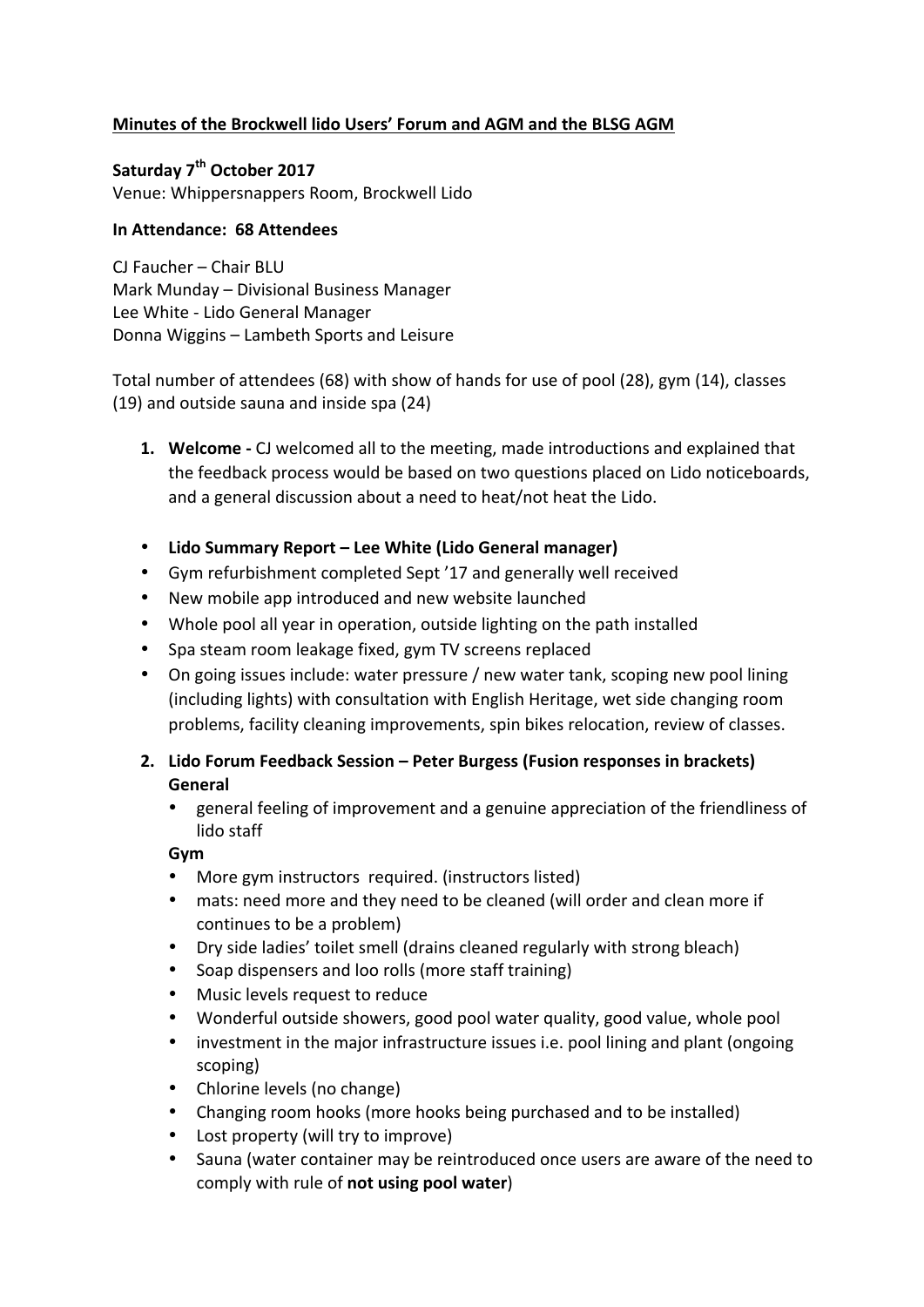**Minutes of the Brockwell lido Users' Forum and AGM and the BLSG AGM**

**Saturday 7th October 2017**
Venue: Whippersnappers Room, Brockwell Lido

**In Attendance: 68 Attendees**

CJ Faucher – Chair BLU
Mark Munday – Divisional Business Manager
Lee White - Lido General Manager
Donna Wiggins – Lambeth Sports and Leisure

Total number of attendees (68) with show of hands for use of pool (28), gym (14), classes (19) and outside sauna and inside spa (24)

1. **Welcome -** CJ welcomed all to the meeting, made introductions and explained that the feedback process would be based on two questions placed on Lido noticeboards, and a general discussion about a need to heat/not heat the Lido.

- **Lido Summary Report – Lee White (Lido General manager)**
- Gym refurbishment completed Sept '17 and generally well received
- New mobile app introduced and new website launched
- Whole pool all year in operation, outside lighting on the path installed
- Spa steam room leakage fixed, gym TV screens replaced
- On going issues include: water pressure / new water tank, scoping new pool lining (including lights) with consultation with English Heritage, wet side changing room problems, facility cleaning improvements, spin bikes relocation, review of classes.

2. **Lido Forum Feedback Session – Peter Burgess (Fusion responses in brackets)**
   **General**
   - general feeling of improvement and a genuine appreciation of the friendliness of lido staff

   **Gym**
   - More gym instructors required. (instructors listed)
   - mats: need more and they need to be cleaned (will order and clean more if continues to be a problem)
   - Dry side ladies' toilet smell (drains cleaned regularly with strong bleach)
   - Soap dispensers and loo rolls (more staff training)
   - Music levels request to reduce
   - Wonderful outside showers, good pool water quality, good value, whole pool
   - investment in the major infrastructure issues i.e. pool lining and plant (ongoing scoping)
   - Chlorine levels (no change)
   - Changing room hooks (more hooks being purchased and to be installed)
   - Lost property (will try to improve)
   - Sauna (water container may be reintroduced once users are aware of the need to comply with rule of **not using pool water**)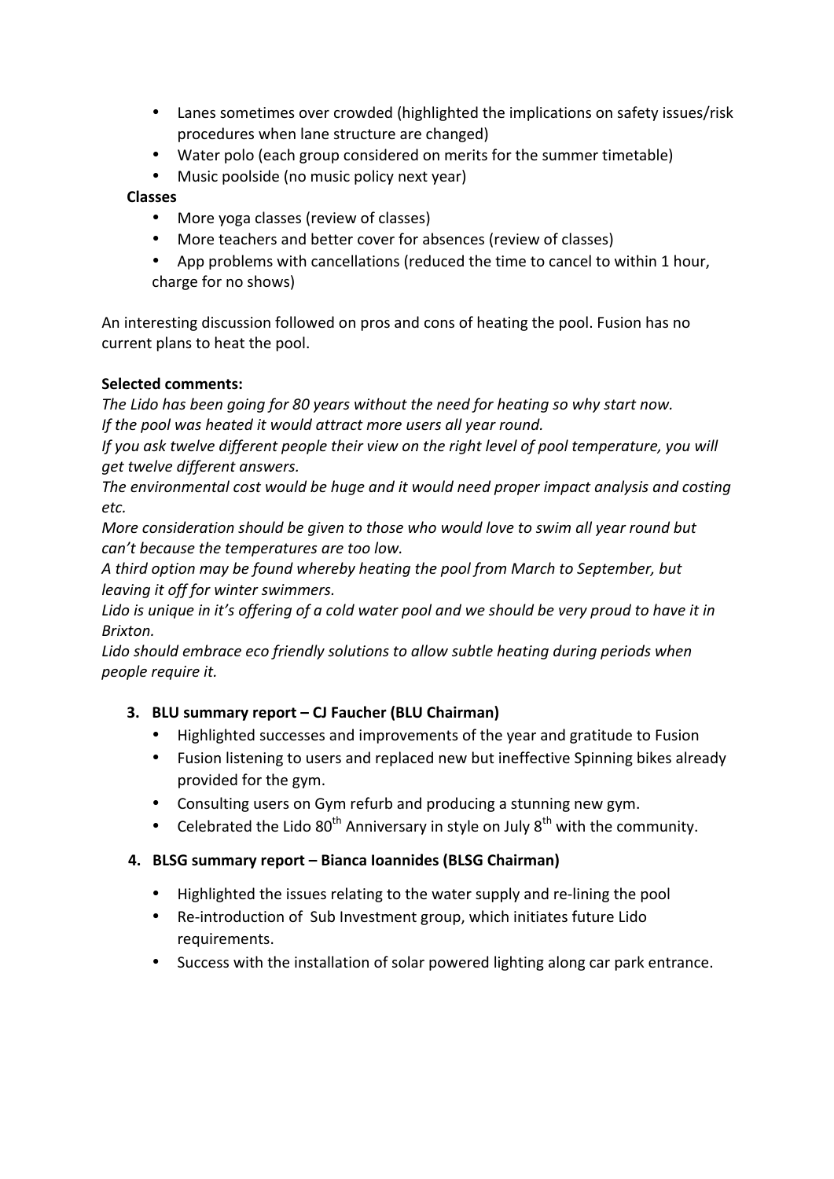- Lanes sometimes over crowded (highlighted the implications on safety issues/risk procedures when lane structure are changed)
- Water polo (each group considered on merits for the summer timetable)
- Music poolside (no music policy next year)

**Classes**

- More yoga classes (review of classes)
- More teachers and better cover for absences (review of classes)
- App problems with cancellations (reduced the time to cancel to within 1 hour, charge for no shows)

An interesting discussion followed on pros and cons of heating the pool. Fusion has no current plans to heat the pool.

**Selected comments:**

*The Lido has been going for 80 years without the need for heating so why start now.*
*If the pool was heated it would attract more users all year round.*
*If you ask twelve different people their view on the right level of pool temperature, you will get twelve different answers.*
*The environmental cost would be huge and it would need proper impact analysis and costing etc.*
*More consideration should be given to those who would love to swim all year round but can't because the temperatures are too low.*
*A third option may be found whereby heating the pool from March to September, but leaving it off for winter swimmers.*
*Lido is unique in it's offering of a cold water pool and we should be very proud to have it in Brixton.*
*Lido should embrace eco friendly solutions to allow subtle heating during periods when people require it.*

3. **BLU summary report – CJ Faucher (BLU Chairman)**
   - Highlighted successes and improvements of the year and gratitude to Fusion
   - Fusion listening to users and replaced new but ineffective Spinning bikes already provided for the gym.
   - Consulting users on Gym refurb and producing a stunning new gym.
   - Celebrated the Lido 80th Anniversary in style on July 8th with the community.

4. **BLSG summary report – Bianca Ioannides (BLSG Chairman)**
   - Highlighted the issues relating to the water supply and re-lining the pool
   - Re-introduction of Sub Investment group, which initiates future Lido requirements.
   - Success with the installation of solar powered lighting along car park entrance.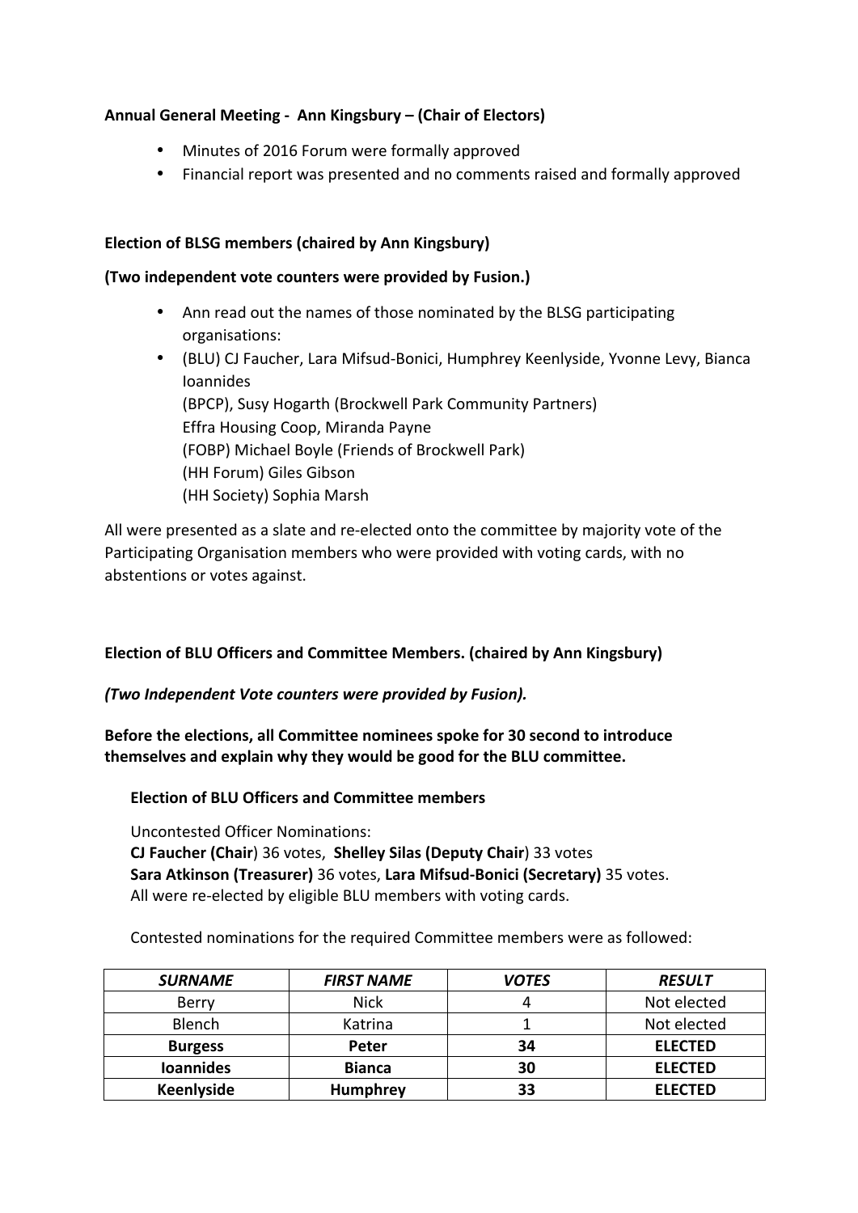**Annual General Meeting - Ann Kingsbury – (Chair of Electors)**

- Minutes of 2016 Forum were formally approved
- Financial report was presented and no comments raised and formally approved

**Election of BLSG members (chaired by Ann Kingsbury)**

**(Two independent vote counters were provided by Fusion.)**

- Ann read out the names of those nominated by the BLSG participating organisations:
- (BLU) CJ Faucher, Lara Mifsud-Bonici, Humphrey Keenlyside, Yvonne Levy, Bianca Ioannides
  (BPCP), Susy Hogarth (Brockwell Park Community Partners)
  Effra Housing Coop, Miranda Payne
  (FOBP) Michael Boyle (Friends of Brockwell Park)
  (HH Forum) Giles Gibson
  (HH Society) Sophia Marsh

All were presented as a slate and re-elected onto the committee by majority vote of the Participating Organisation members who were provided with voting cards, with no abstentions or votes against.

**Election of BLU Officers and Committee Members. (chaired by Ann Kingsbury)**

***(Two Independent Vote counters were provided by Fusion).***

**Before the elections, all Committee nominees spoke for 30 second to introduce themselves and explain why they would be good for the BLU committee.**

**Election of BLU Officers and Committee members**

Uncontested Officer Nominations:
**CJ Faucher (Chair**) 36 votes, **Shelley Silas (Deputy Chair**) 33 votes
**Sara Atkinson (Treasurer)** 36 votes, **Lara Mifsud-Bonici (Secretary)** 35 votes.
All were re-elected by eligible BLU members with voting cards.

Contested nominations for the required Committee members were as followed:

| *SURNAME* | *FIRST NAME* | *VOTES* | *RESULT* |
|---|---|---|---|
| Berry | Nick | 4 | Not elected |
| Blench | Katrina | 1 | Not elected |
| **Burgess** | **Peter** | **34** | **ELECTED** |
| **Ioannides** | **Bianca** | **30** | **ELECTED** |
| **Keenlyside** | **Humphrey** | **33** | **ELECTED** |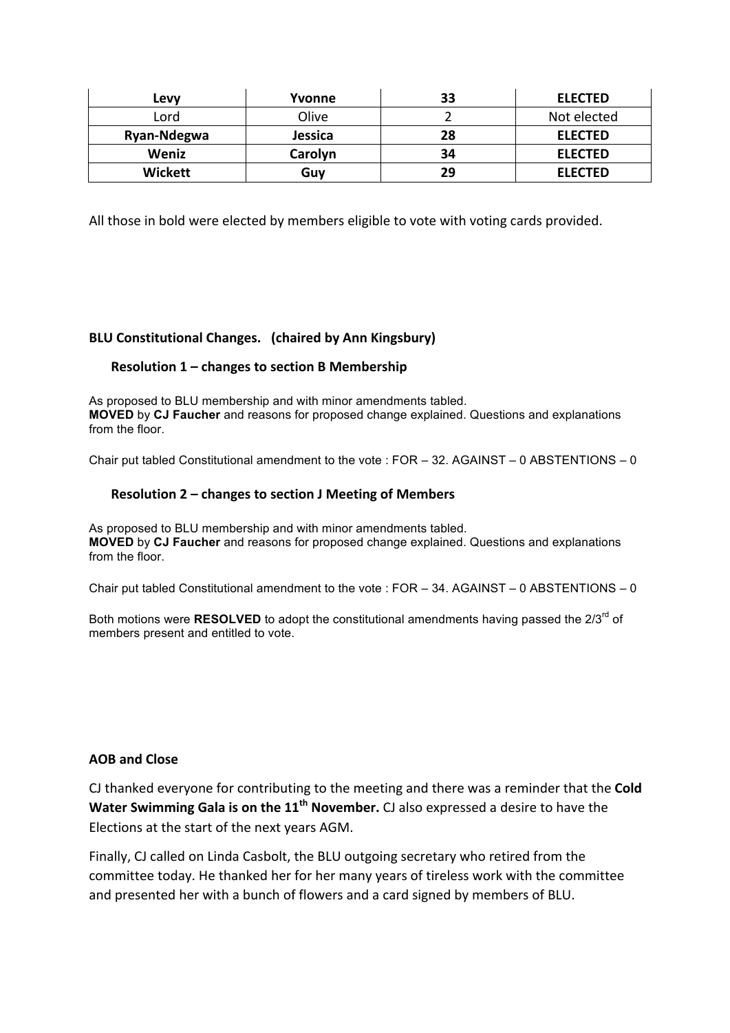| | | | |
|---|---|---|---|
| **Levy** | **Yvonne** | **33** | **ELECTED** |
| Lord | Olive | 2 | Not elected |
| **Ryan-Ndegwa** | **Jessica** | **28** | **ELECTED** |
| **Weniz** | **Carolyn** | **34** | **ELECTED** |
| **Wickett** | **Guy** | **29** | **ELECTED** |

All those in bold were elected by members eligible to vote with voting cards provided.

### BLU Constitutional Changes. (chaired by Ann Kingsbury)

#### Resolution 1 – changes to section B Membership

As proposed to BLU membership and with minor amendments tabled.
**MOVED** by **CJ Faucher** and reasons for proposed change explained. Questions and explanations from the floor.

Chair put tabled Constitutional amendment to the vote : FOR – 32. AGAINST – 0 ABSTENTIONS – 0

#### Resolution 2 – changes to section J Meeting of Members

As proposed to BLU membership and with minor amendments tabled.
**MOVED** by **CJ Faucher** and reasons for proposed change explained. Questions and explanations from the floor.

Chair put tabled Constitutional amendment to the vote : FOR – 34. AGAINST – 0 ABSTENTIONS – 0

Both motions were **RESOLVED** to adopt the constitutional amendments having passed the 2/3rd of members present and entitled to vote.

### AOB and Close

CJ thanked everyone for contributing to the meeting and there was a reminder that the **Cold Water Swimming Gala is on the 11th November.** CJ also expressed a desire to have the Elections at the start of the next years AGM.

Finally, CJ called on Linda Casbolt, the BLU outgoing secretary who retired from the committee today. He thanked her for her many years of tireless work with the committee and presented her with a bunch of flowers and a card signed by members of BLU.